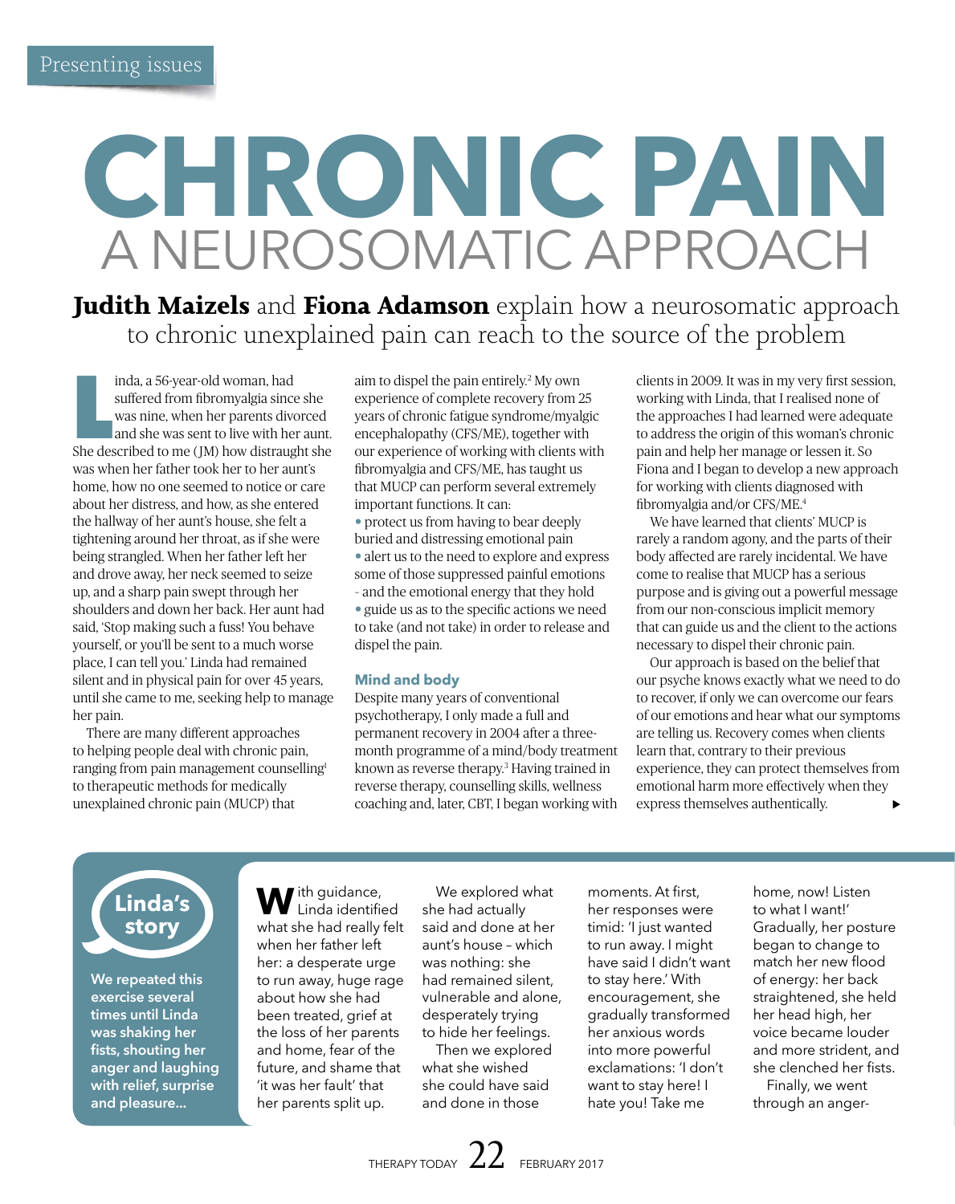Presenting issues

# CHRONIC PAIN
## A NEUROSOMATIC APPROACH

**Judith Maizels** and **Fiona Adamson** explain how a neurosomatic approach to chronic unexplained pain can reach to the source of the problem

Linda, a 56-year-old woman, had suffered from fibromyalgia since she was nine, when her parents divorced and she was sent to live with her aunt. She described to me (JM) how distraught she was when her father took her to her aunt's home, how no one seemed to notice or care about her distress, and how, as she entered the hallway of her aunt's house, she felt a tightening around her throat, as if she were being strangled. When her father left her and drove away, her neck seemed to seize up, and a sharp pain swept through her shoulders and down her back. Her aunt had said, 'Stop making such a fuss! You behave yourself, or you'll be sent to a much worse place, I can tell you.' Linda had remained silent and in physical pain for over 45 years, until she came to me, seeking help to manage her pain.

There are many different approaches to helping people deal with chronic pain, ranging from pain management counselling[1] to therapeutic methods for medically unexplained chronic pain (MUCP) that aim to dispel the pain entirely.[2] My own experience of complete recovery from 25 years of chronic fatigue syndrome/myalgic encephalopathy (CFS/ME), together with our experience of working with clients with fibromyalgia and CFS/ME, has taught us that MUCP can perform several extremely important functions. It can:

- protect us from having to bear deeply buried and distressing emotional pain
- alert us to the need to explore and express some of those suppressed painful emotions – and the emotional energy that they hold
- guide us as to the specific actions we need to take (and not take) in order to release and dispel the pain.

### Mind and body

Despite many years of conventional psychotherapy, I only made a full and permanent recovery in 2004 after a three-month programme of a mind/body treatment known as reverse therapy.[3] Having trained in reverse therapy, counselling skills, wellness coaching and, later, CBT, I began working with clients in 2009. It was in my very first session, working with Linda, that I realised none of the approaches I had learned were adequate to address the origin of this woman's chronic pain and help her manage or lessen it. So Fiona and I began to develop a new approach for working with clients diagnosed with fibromyalgia and/or CFS/ME.[4]

We have learned that clients' MUCP is rarely a random agony, and the parts of their body affected are rarely incidental. We have come to realise that MUCP has a serious purpose and is giving out a powerful message from our non-conscious implicit memory that can guide us and the client to the actions necessary to dispel their chronic pain.

Our approach is based on the belief that our psyche knows exactly what we need to do to recover, if only we can overcome our fears of our emotions and hear what our symptoms are telling us. Recovery comes when clients learn that, contrary to their previous experience, they can protect themselves from emotional harm more effectively when they express themselves authentically.

---

**Linda's story**

**We repeated this exercise several times until Linda was shaking her fists, shouting her anger and laughing with relief, surprise and pleasure…**

With guidance, Linda identified what she had really felt when her father left her: a desperate urge to run away, huge rage about how she had been treated, grief at the loss of her parents and home, fear of the future, and shame that 'it was her fault' that her parents split up.

We explored what she had actually said and done at her aunt's house – which was nothing: she had remained silent, vulnerable and alone, desperately trying to hide her feelings.

Then we explored what she wished she could have said and done in those moments. At first, her responses were timid: 'I just wanted to run away. I might have said I didn't want to stay here.' With encouragement, she gradually transformed her anxious words into more powerful exclamations: 'I don't want to stay here! I hate you! Take me home, now! Listen to what I want!' Gradually, her posture began to change to match her new flood of energy: her back straightened, she held her head high, her voice became louder and more strident, and she clenched her fists.

Finally, we went through an anger-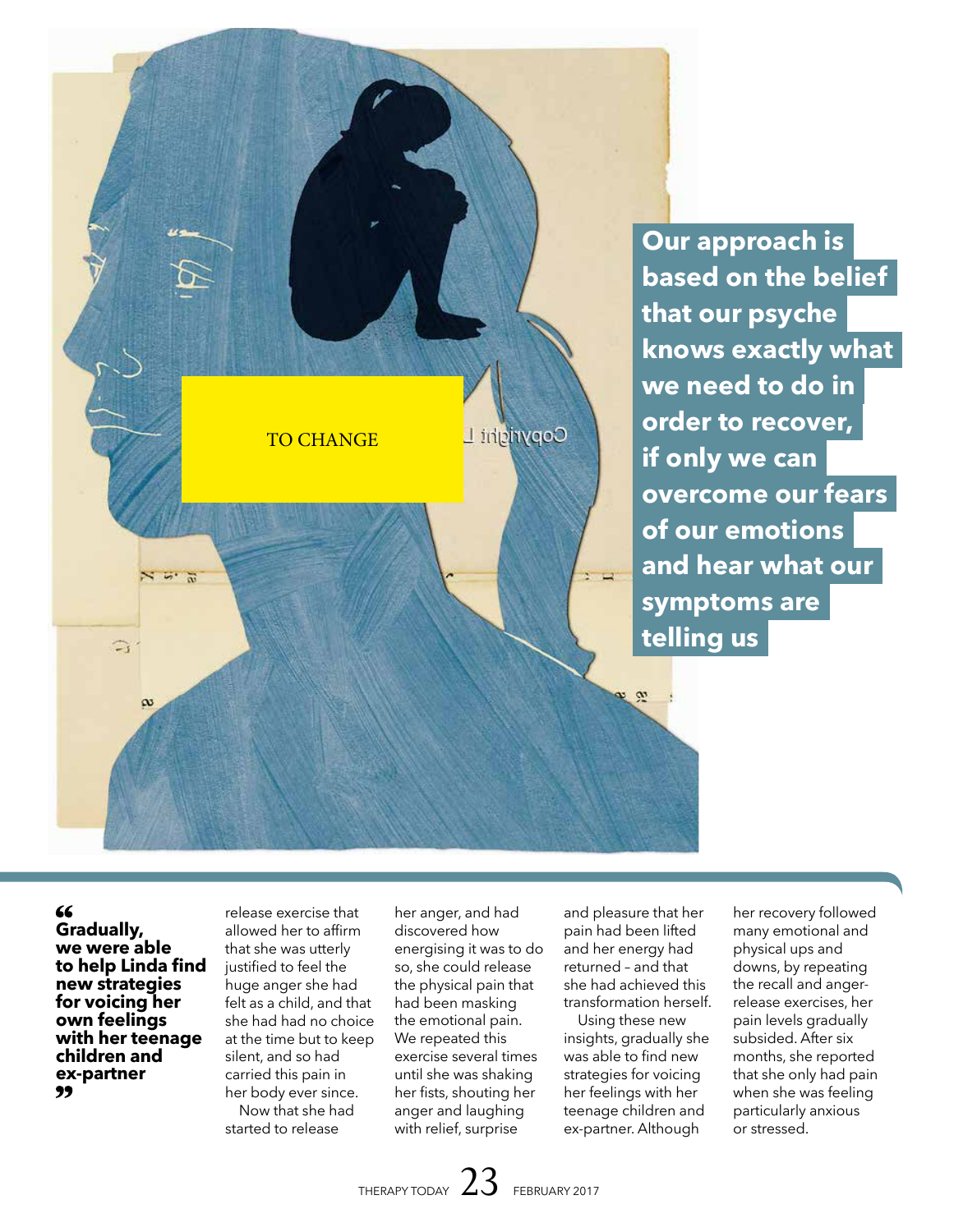TO CHANGE

**Our approach is based on the belief that our psyche knows exactly what we need to do in order to recover, if only we can overcome our fears of our emotions and hear what our symptoms are telling us**

> **"Gradually, we were able to help Linda find new strategies for voicing her own feelings with her teenage children and ex-partner"**

release exercise that allowed her to affirm that she was utterly justified to feel the huge anger she had felt as a child, and that she had had no choice at the time but to keep silent, and so had carried this pain in her body ever since.

Now that she had started to release her anger, and had discovered how energising it was to do so, she could release the physical pain that had been masking the emotional pain. We repeated this exercise several times until she was shaking her fists, shouting her anger and laughing with relief, surprise and pleasure that her pain had been lifted and her energy had returned – and that she had achieved this transformation herself.

Using these new insights, gradually she was able to find new strategies for voicing her feelings with her teenage children and ex-partner. Although her recovery followed many emotional and physical ups and downs, by repeating the recall and anger-release exercises, her pain levels gradually subsided. After six months, she reported that she only had pain when she was feeling particularly anxious or stressed.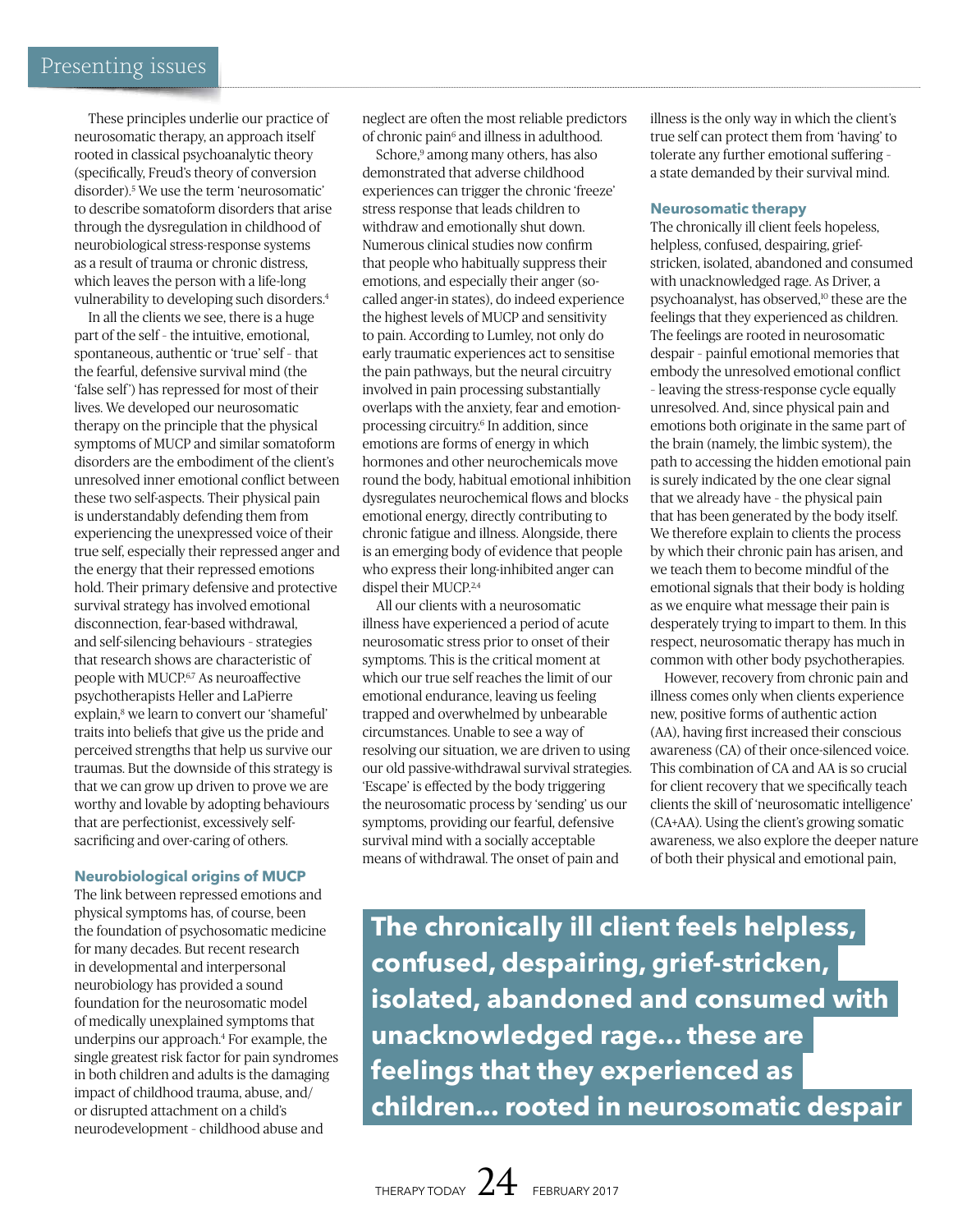These principles underlie our practice of neurosomatic therapy, an approach itself rooted in classical psychoanalytic theory (specifically, Freud's theory of conversion disorder).[5] We use the term 'neurosomatic' to describe somatoform disorders that arise through the dysregulation in childhood of neurobiological stress-response systems as a result of trauma or chronic distress, which leaves the person with a life-long vulnerability to developing such disorders.[4]

In all the clients we see, there is a huge part of the self - the intuitive, emotional, spontaneous, authentic or 'true' self - that the fearful, defensive survival mind (the 'false self') has repressed for most of their lives. We developed our neurosomatic therapy on the principle that the physical symptoms of MUCP and similar somatoform disorders are the embodiment of the client's unresolved inner emotional conflict between these two self-aspects. Their physical pain is understandably defending them from experiencing the unexpressed voice of their true self, especially their repressed anger and the energy that their repressed emotions hold. Their primary defensive and protective survival strategy has involved emotional disconnection, fear-based withdrawal, and self-silencing behaviours - strategies that research shows are characteristic of people with MUCP.[6,7] As neuroaffective psychotherapists Heller and LaPierre explain,[8] we learn to convert our 'shameful' traits into beliefs that give us the pride and perceived strengths that help us survive our traumas. But the downside of this strategy is that we can grow up driven to prove we are worthy and lovable by adopting behaviours that are perfectionist, excessively self-sacrificing and over-caring of others.

## Neurobiological origins of MUCP

The link between repressed emotions and physical symptoms has, of course, been the foundation of psychosomatic medicine for many decades. But recent research in developmental and interpersonal neurobiology has provided a sound foundation for the neurosomatic model of medically unexplained symptoms that underpins our approach.[4] For example, the single greatest risk factor for pain syndromes in both children and adults is the damaging impact of childhood trauma, abuse, and/or disrupted attachment on a child's neurodevelopment - childhood abuse and neglect are often the most reliable predictors of chronic pain[6] and illness in adulthood.

Schore,[9] among many others, has also demonstrated that adverse childhood experiences can trigger the chronic 'freeze' stress response that leads children to withdraw and emotionally shut down. Numerous clinical studies now confirm that people who habitually suppress their emotions, and especially their anger (so-called anger-in states), do indeed experience the highest levels of MUCP and sensitivity to pain. According to Lumley, not only do early traumatic experiences act to sensitise the pain pathways, but the neural circuitry involved in pain processing substantially overlaps with the anxiety, fear and emotion-processing circuitry.[6] In addition, since emotions are forms of energy in which hormones and other neurochemicals move round the body, habitual emotional inhibition dysregulates neurochemical flows and blocks emotional energy, directly contributing to chronic fatigue and illness. Alongside, there is an emerging body of evidence that people who express their long-inhibited anger can dispel their MUCP.[2,4]

All our clients with a neurosomatic illness have experienced a period of acute neurosomatic stress prior to onset of their symptoms. This is the critical moment at which our true self reaches the limit of our emotional endurance, leaving us feeling trapped and overwhelmed by unbearable circumstances. Unable to see a way of resolving our situation, we are driven to using our old passive-withdrawal survival strategies. 'Escape' is effected by the body triggering the neurosomatic process by 'sending' us our symptoms, providing our fearful, defensive survival mind with a socially acceptable means of withdrawal. The onset of pain and illness is the only way in which the client's true self can protect them from 'having' to tolerate any further emotional suffering - a state demanded by their survival mind.

## Neurosomatic therapy

The chronically ill client feels hopeless, helpless, confused, despairing, grief-stricken, isolated, abandoned and consumed with unacknowledged rage. As Driver, a psychoanalyst, has observed,[10] these are the feelings that they experienced as children. The feelings are rooted in neurosomatic despair - painful emotional memories that embody the unresolved emotional conflict - leaving the stress-response cycle equally unresolved. And, since physical pain and emotions both originate in the same part of the brain (namely, the limbic system), the path to accessing the hidden emotional pain is surely indicated by the one clear signal that we already have - the physical pain that has been generated by the body itself. We therefore explain to clients the process by which their chronic pain has arisen, and we teach them to become mindful of the emotional signals that their body is holding as we enquire what message their pain is desperately trying to impart to them. In this respect, neurosomatic therapy has much in common with other body psychotherapies.

However, recovery from chronic pain and illness comes only when clients experience new, positive forms of authentic action (AA), having first increased their conscious awareness (CA) of their once-silenced voice. This combination of CA and AA is so crucial for client recovery that we specifically teach clients the skill of 'neurosomatic intelligence' (CA+AA). Using the client's growing somatic awareness, we also explore the deeper nature of both their physical and emotional pain,

**The chronically ill client feels helpless, confused, despairing, grief-stricken, isolated, abandoned and consumed with unacknowledged rage... these are feelings that they experienced as children... rooted in neurosomatic despair**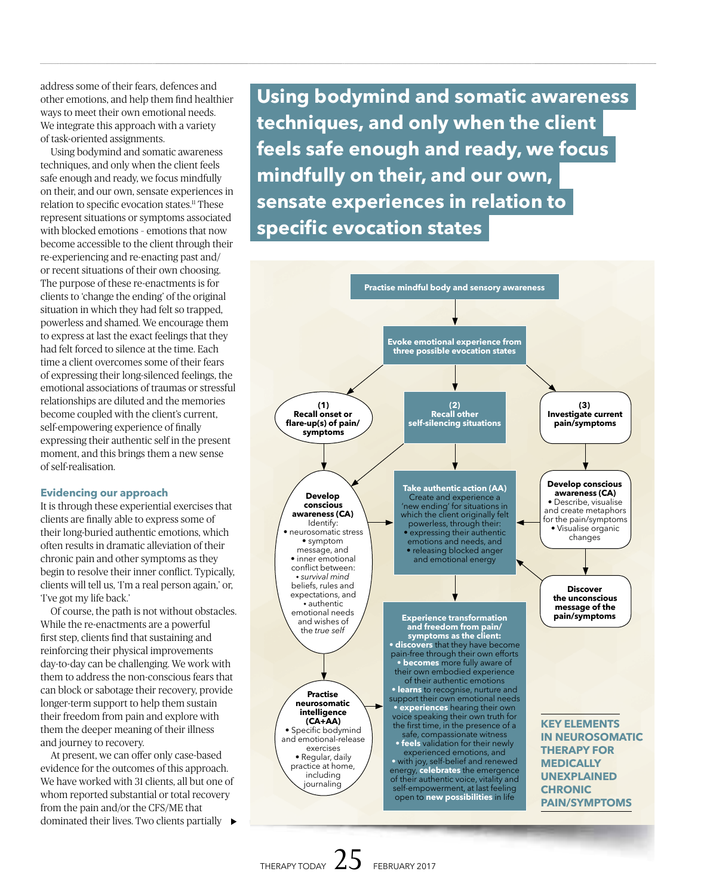address some of their fears, defences and other emotions, and help them find healthier ways to meet their own emotional needs. We integrate this approach with a variety of task-oriented assignments.

Using bodymind and somatic awareness techniques, and only when the client feels safe enough and ready, we focus mindfully on their, and our own, sensate experiences in relation to specific evocation states.[11] These represent situations or symptoms associated with blocked emotions – emotions that now become accessible to the client through their re-experiencing and re-enacting past and/or recent situations of their own choosing. The purpose of these re-enactments is for clients to 'change the ending' of the original situation in which they had felt so trapped, powerless and shamed. We encourage them to express at last the exact feelings that they had felt forced to silence at the time. Each time a client overcomes some of their fears of expressing their long-silenced feelings, the emotional associations of traumas or stressful relationships are diluted and the memories become coupled with the client's current, self-empowering experience of finally expressing their authentic self in the present moment, and this brings them a new sense of self-realisation.

## Evidencing our approach

It is through these experiential exercises that clients are finally able to express some of their long-buried authentic emotions, which often results in dramatic alleviation of their chronic pain and other symptoms as they begin to resolve their inner conflict. Typically, clients will tell us, 'I'm a real person again,' or, 'I've got my life back.'

Of course, the path is not without obstacles. While the re-enactments are a powerful first step, clients find that sustaining and reinforcing their physical improvements day-to-day can be challenging. We work with them to address the non-conscious fears that can block or sabotage their recovery, provide longer-term support to help them sustain their freedom from pain and explore with them the deeper meaning of their illness and journey to recovery.

At present, we can offer only case-based evidence for the outcomes of this approach. We have worked with 31 clients, all but one of whom reported substantial or total recovery from the pain and/or the CFS/ME that dominated their lives. Two clients partially ▶

> **Using bodymind and somatic awareness techniques, and only when the client feels safe enough and ready, we focus mindfully on their, and our own, sensate experiences in relation to specific evocation states**

### KEY ELEMENTS IN NEUROSOMATIC THERAPY FOR MEDICALLY UNEXPLAINED CHRONIC PAIN/SYMPTOMS

**Practise mindful body and sensory awareness**

↓

**Evoke emotional experience from three possible evocation states**

→ **(1) Recall onset or flare-up(s) of pain/symptoms**
→ **(2) Recall other self-silencing situations**
→ **(3) Investigate current pain/symptoms**

**Develop conscious awareness (CA)**
Identify:
- neurosomatic stress
- symptom message, and
- inner emotional conflict between:
  - *survival mind* beliefs, rules and expectations, and
  - authentic emotional needs and wishes of the *true self*

**Take authentic action (AA)**
Create and experience a 'new ending' for situations in which the client originally felt powerless, through their:
- expressing their authentic emotions and needs, and
- releasing blocked anger and emotional energy

**Develop conscious awareness (CA)**
- Describe, visualise and create metaphors for the pain/symptoms
- Visualise organic changes

**Discover the unconscious message of the pain/symptoms**

**Practise neurosomatic intelligence (CA+AA)**
- Specific bodymind and emotional-release exercises
- Regular, daily practice at home, including journaling

**Experience transformation and freedom from pain/symptoms as the client:**
- **discovers** that they have become pain-free through their own efforts
- **becomes** more fully aware of their own embodied experience of their authentic emotions
- **learns** to recognise, nurture and support their own emotional needs
- **experiences** hearing their own voice speaking their own truth for the first time, in the presence of a safe, compassionate witness
- **feels** validation for their newly experienced emotions, and
- with joy, self-belief and renewed energy, **celebrates** the emergence of their authentic voice, vitality and self-empowerment, at last feeling open to **new possibilities** in life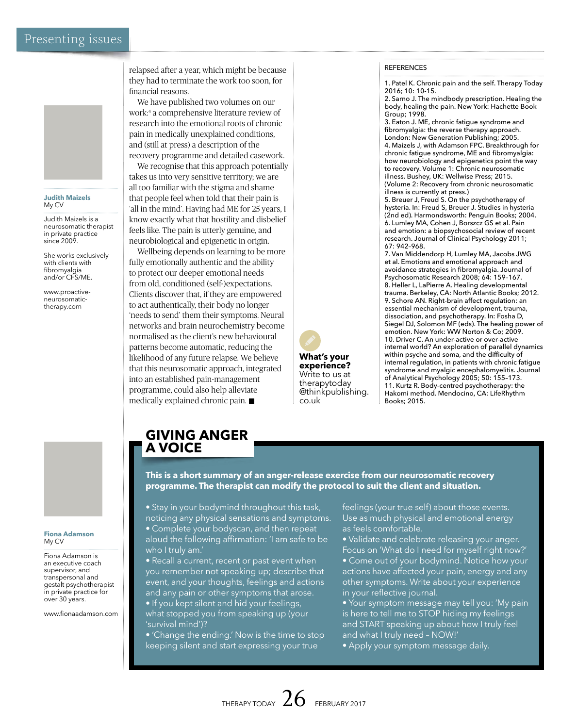relapsed after a year, which might be because they had to terminate the work too soon, for financial reasons.

We have published two volumes on our work:[4] a comprehensive literature review of research into the emotional roots of chronic pain in medically unexplained conditions, and (still at press) a description of the recovery programme and detailed casework.

We recognise that this approach potentially takes us into very sensitive territory; we are all too familiar with the stigma and shame that people feel when told that their pain is 'all in the mind'. Having had ME for 25 years, I know exactly what that hostility and disbelief feels like. The pain is utterly genuine, and neurobiological and epigenetic in origin.

Wellbeing depends on learning to be more fully emotionally authentic and the ability to protect our deeper emotional needs from old, conditioned (self-)expectations. Clients discover that, if they are empowered to act authentically, their body no longer 'needs to send' them their symptoms. Neural networks and brain neurochemistry become normalised as the client's new behavioural patterns become automatic, reducing the likelihood of any future relapse. We believe that this neurosomatic approach, integrated into an established pain-management programme, could also help alleviate medically explained chronic pain. ■

**Judith Maizels**
My CV

Judith Maizels is a neurosomatic therapist in private practice since 2009.

She works exclusively with clients with fibromyalgia and/or CFS/ME.

www.proactive-neurosomatic-therapy.com

**Fiona Adamson**
My CV

Fiona Adamson is an executive coach supervisor, and transpersonal and gestalt psychotherapist in private practice for over 30 years.

www.fionaadamson.com

**What's your experience?**
Write to us at therapytoday@thinkpublishing.co.uk

REFERENCES

1. Patel K. Chronic pain and the self. Therapy Today 2016; 10: 10-15.
2. Sarno J. The mindbody prescription. Healing the body, healing the pain. New York: Hachette Book Group; 1998.
3. Eaton J. ME, chronic fatigue syndrome and fibromyalgia: the reverse therapy approach. London: New Generation Publishing; 2005.
4. Maizels J, with Adamson FPC. Breakthrough for chronic fatigue syndrome, ME and fibromyalgia: how neurobiology and epigenetics point the way to recovery. Volume 1: Chronic neurosomatic illness. Bushey, UK: Wellwise Press; 2015. (Volume 2: Recovery from chronic neurosomatic illness is currently at press.)
5. Breuer J, Freud S. On the psychotherapy of hysteria. In: Freud S, Breuer J. Studies in hysteria (2nd ed). Harmondsworth: Penguin Books; 2004.
6. Lumley MA, Cohen J, Borszcz GS et al. Pain and emotion: a biopsychosocial review of recent research. Journal of Clinical Psychology 2011; 67: 942–968.
7. Van Middendorp H, Lumley MA, Jacobs JWG et al. Emotions and emotional approach and avoidance strategies in fibromyalgia. Journal of Psychosomatic Research 2008; 64: 159–167.
8. Heller L, LaPierre A. Healing developmental trauma. Berkeley, CA: North Atlantic Books; 2012.
9. Schore AN. Right-brain affect regulation: an essential mechanism of development, trauma, dissociation, and psychotherapy. In: Fosha D, Siegel DJ, Solomon MF (eds). The healing power of emotion. New York: WW Norton & Co; 2009.
10. Driver C. An under-active or over-active internal world? An exploration of parallel dynamics within psyche and soma, and the difficulty of internal regulation, in patients with chronic fatigue syndrome and myalgic encephalomyelitis. Journal of Analytical Psychology 2005; 50: 155–173.
11. Kurtz R. Body-centred psychotherapy: the Hakomi method. Mendocino, CA: LifeRhythm Books; 2015.

## GIVING ANGER A VOICE

**This is a short summary of an anger-release exercise from our neurosomatic recovery programme. The therapist can modify the protocol to suit the client and situation.**

- Stay in your bodymind throughout this task, noticing any physical sensations and symptoms.
- Complete your bodyscan, and then repeat aloud the following affirmation: 'I am safe to be who I truly am.'
- Recall a current, recent or past event when you remember not speaking up; describe that event, and your thoughts, feelings and actions and any pain or other symptoms that arose.
- If you kept silent and hid your feelings, what stopped you from speaking up (your 'survival mind')?
- 'Change the ending.' Now is the time to stop keeping silent and start expressing your true feelings (your true self) about those events. Use as much physical and emotional energy as feels comfortable.
- Validate and celebrate releasing your anger. Focus on 'What do I need for myself right now?'
- Come out of your bodymind. Notice how your actions have affected your pain, energy and any other symptoms. Write about your experience in your reflective journal.
- Your symptom message may tell you: 'My pain is here to tell me to STOP hiding my feelings and START speaking up about how I truly feel and what I truly need – NOW!'
- Apply your symptom message daily.